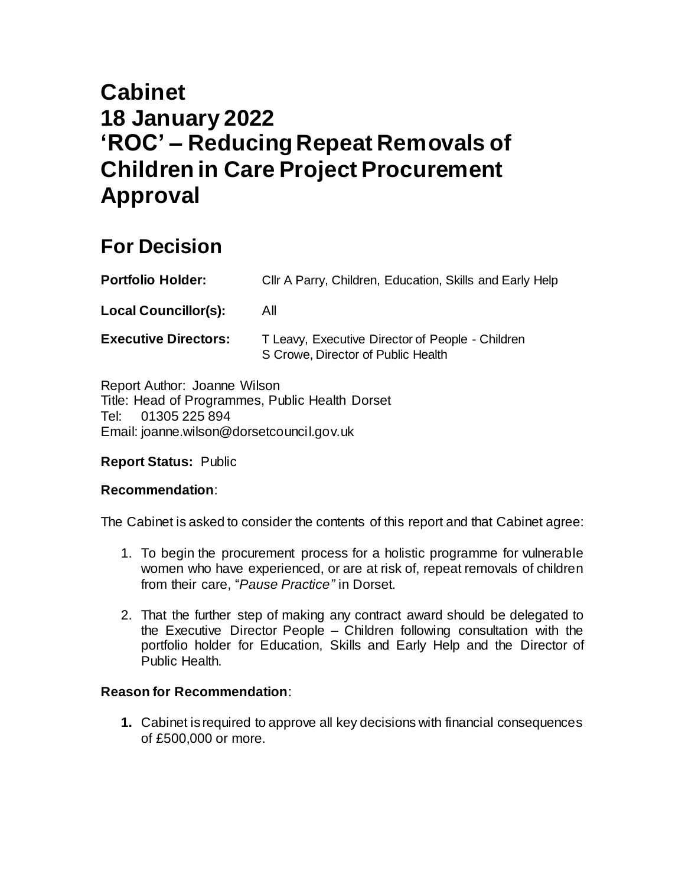# Cabinet
# 18 January 2022
# 'ROC' – Reducing Repeat Removals of Children in Care Project Procurement Approval

## For Decision

**Portfolio Holder:** Cllr A Parry, Children, Education, Skills and Early Help

**Local Councillor(s):** All

**Executive Directors:** T Leavy, Executive Director of People - Children
S Crowe, Director of Public Health

Report Author: Joanne Wilson
Title: Head of Programmes, Public Health Dorset
Tel: 01305 225 894
Email: joanne.wilson@dorsetcouncil.gov.uk

**Report Status:** Public

**Recommendation**:

The Cabinet is asked to consider the contents of this report and that Cabinet agree:

1. To begin the procurement process for a holistic programme for vulnerable women who have experienced, or are at risk of, repeat removals of children from their care, "*Pause Practice"* in Dorset.
2. That the further step of making any contract award should be delegated to the Executive Director People – Children following consultation with the portfolio holder for Education, Skills and Early Help and the Director of Public Health.

**Reason for Recommendation**:

1. Cabinet is required to approve all key decisions with financial consequences of £500,000 or more.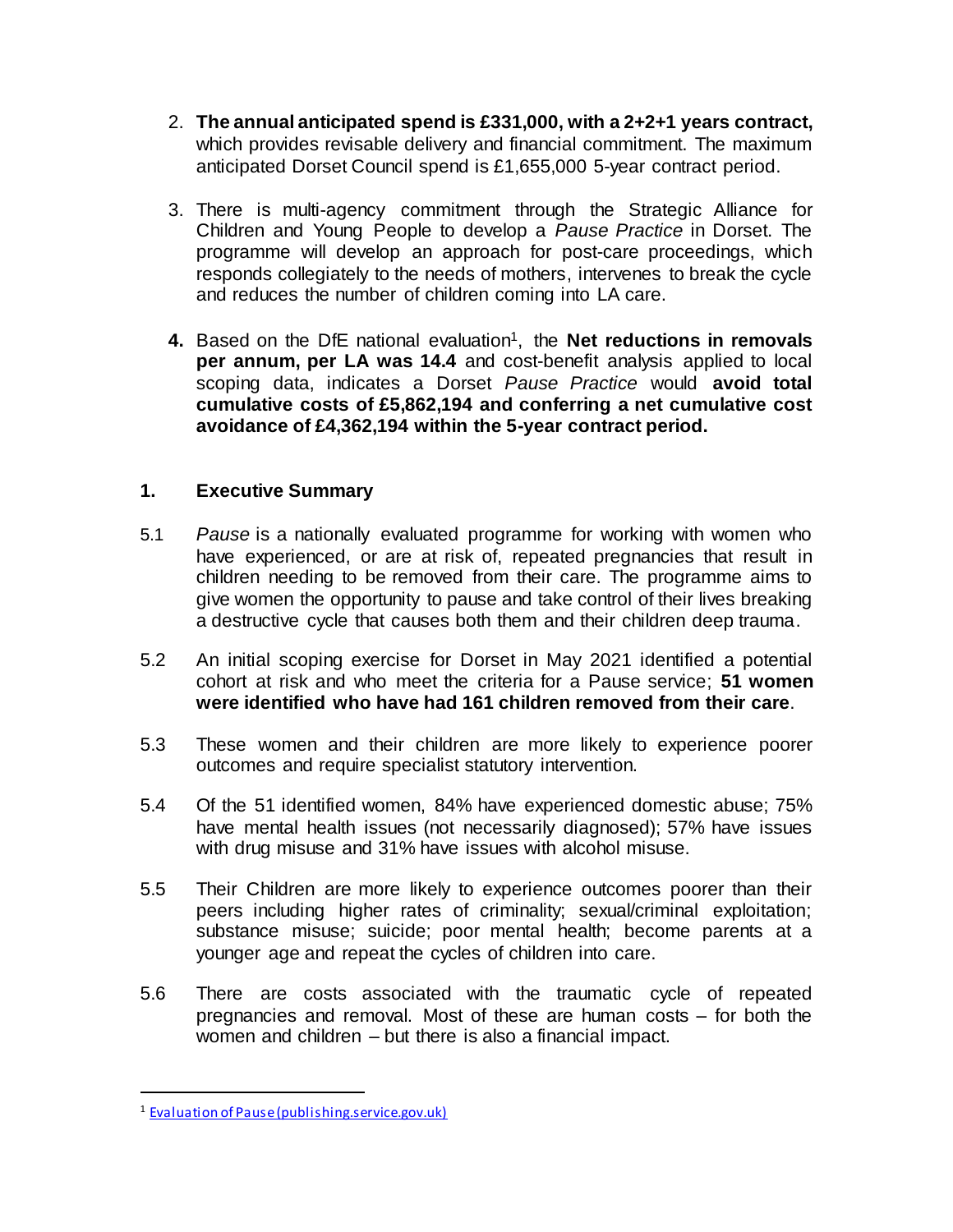2. **The annual anticipated spend is £331,000, with a 2+2+1 years contract,** which provides revisable delivery and financial commitment. The maximum anticipated Dorset Council spend is £1,655,000 5-year contract period.

3. There is multi-agency commitment through the Strategic Alliance for Children and Young People to develop a *Pause Practice* in Dorset. The programme will develop an approach for post-care proceedings, which responds collegiately to the needs of mothers, intervenes to break the cycle and reduces the number of children coming into LA care.

4. Based on the DfE national evaluation[1], the **Net reductions in removals per annum, per LA was 14.4** and cost-benefit analysis applied to local scoping data, indicates a Dorset *Pause Practice* would **avoid total cumulative costs of £5,862,194 and conferring a net cumulative cost avoidance of £4,362,194 within the 5-year contract period.**

## 1. Executive Summary

5.1 *Pause* is a nationally evaluated programme for working with women who have experienced, or are at risk of, repeated pregnancies that result in children needing to be removed from their care. The programme aims to give women the opportunity to pause and take control of their lives breaking a destructive cycle that causes both them and their children deep trauma.

5.2 An initial scoping exercise for Dorset in May 2021 identified a potential cohort at risk and who meet the criteria for a Pause service; **51 women were identified who have had 161 children removed from their care**.

5.3 These women and their children are more likely to experience poorer outcomes and require specialist statutory intervention.

5.4 Of the 51 identified women, 84% have experienced domestic abuse; 75% have mental health issues (not necessarily diagnosed); 57% have issues with drug misuse and 31% have issues with alcohol misuse.

5.5 Their Children are more likely to experience outcomes poorer than their peers including higher rates of criminality; sexual/criminal exploitation; substance misuse; suicide; poor mental health; become parents at a younger age and repeat the cycles of children into care.

5.6 There are costs associated with the traumatic cycle of repeated pregnancies and removal. Most of these are human costs – for both the women and children – but there is also a financial impact.

---

[1] Evaluation of Pause (publishing.service.gov.uk)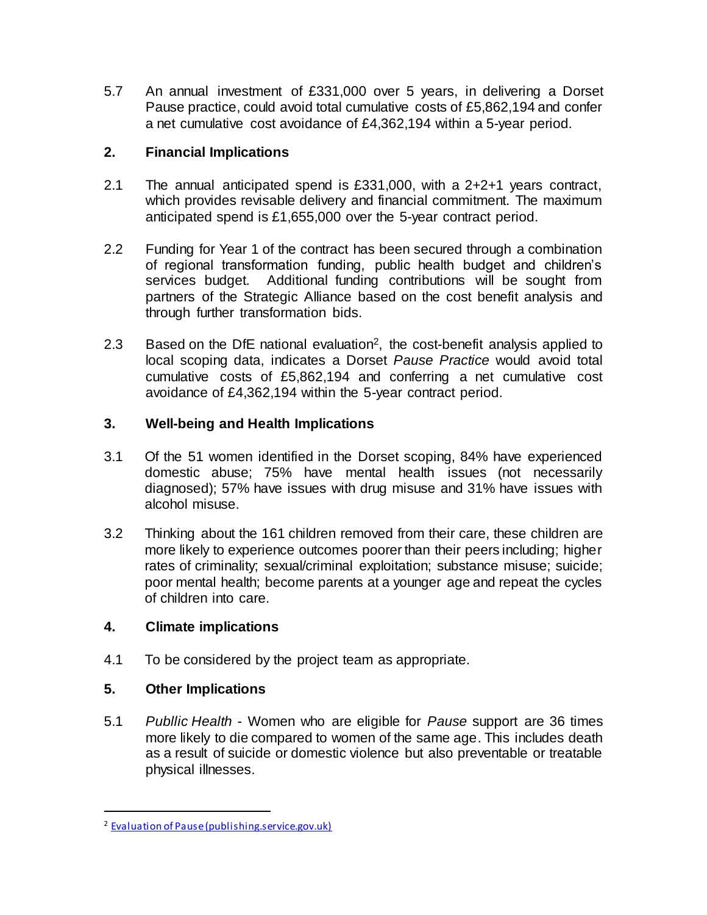5.7 An annual investment of £331,000 over 5 years, in delivering a Dorset Pause practice, could avoid total cumulative costs of £5,862,194 and confer a net cumulative cost avoidance of £4,362,194 within a 5-year period.

## 2. Financial Implications

2.1 The annual anticipated spend is £331,000, with a 2+2+1 years contract, which provides revisable delivery and financial commitment. The maximum anticipated spend is £1,655,000 over the 5-year contract period.

2.2 Funding for Year 1 of the contract has been secured through a combination of regional transformation funding, public health budget and children's services budget. Additional funding contributions will be sought from partners of the Strategic Alliance based on the cost benefit analysis and through further transformation bids.

2.3 Based on the DfE national evaluation[2], the cost-benefit analysis applied to local scoping data, indicates a Dorset *Pause Practice* would avoid total cumulative costs of £5,862,194 and conferring a net cumulative cost avoidance of £4,362,194 within the 5-year contract period.

## 3. Well-being and Health Implications

3.1 Of the 51 women identified in the Dorset scoping, 84% have experienced domestic abuse; 75% have mental health issues (not necessarily diagnosed); 57% have issues with drug misuse and 31% have issues with alcohol misuse.

3.2 Thinking about the 161 children removed from their care, these children are more likely to experience outcomes poorer than their peers including; higher rates of criminality; sexual/criminal exploitation; substance misuse; suicide; poor mental health; become parents at a younger age and repeat the cycles of children into care.

## 4. Climate implications

4.1 To be considered by the project team as appropriate.

## 5. Other Implications

5.1 *Publlic Health* - Women who are eligible for *Pause* support are 36 times more likely to die compared to women of the same age. This includes death as a result of suicide or domestic violence but also preventable or treatable physical illnesses.

---

[2] Evaluation of Pause (publishing.service.gov.uk)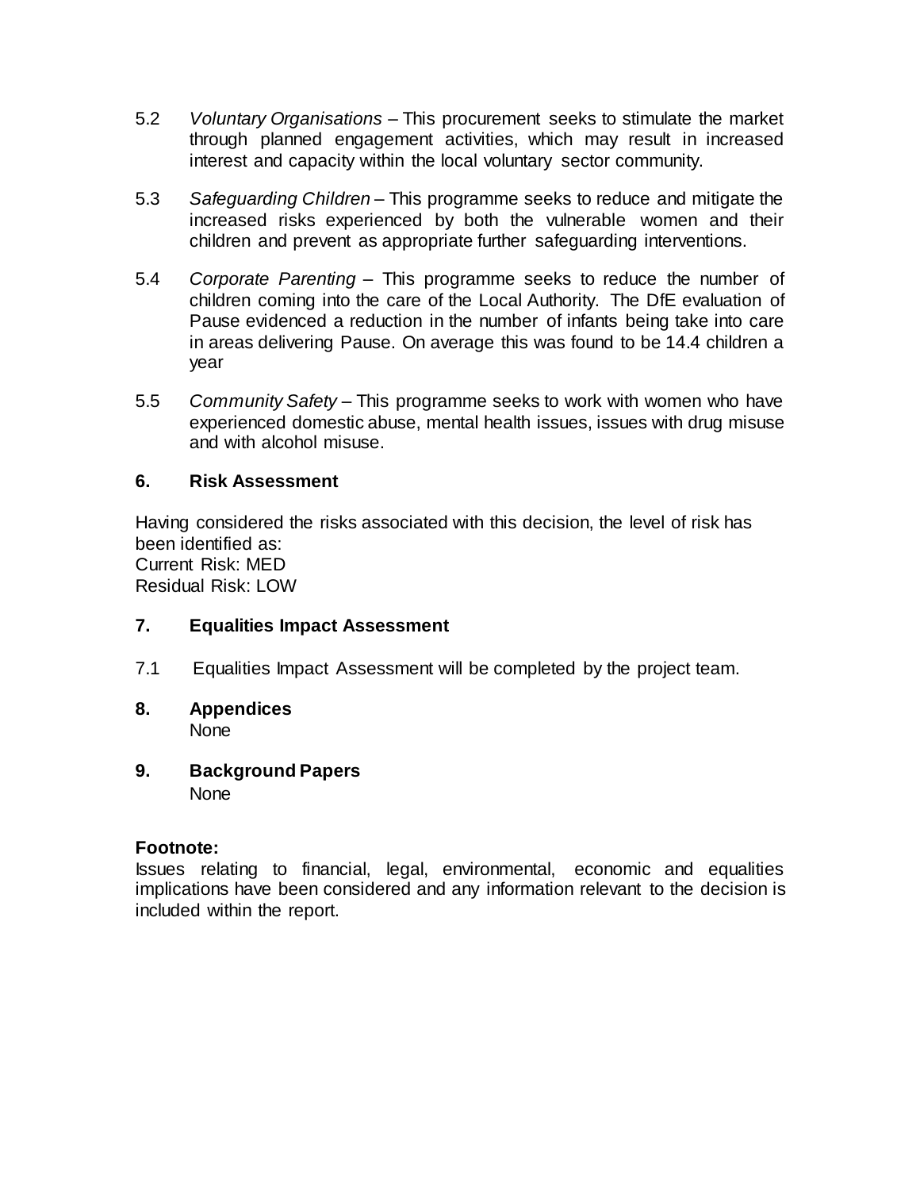5.2 *Voluntary Organisations* – This procurement seeks to stimulate the market through planned engagement activities, which may result in increased interest and capacity within the local voluntary sector community.

5.3 *Safeguarding Children* – This programme seeks to reduce and mitigate the increased risks experienced by both the vulnerable women and their children and prevent as appropriate further safeguarding interventions.

5.4 *Corporate Parenting* – This programme seeks to reduce the number of children coming into the care of the Local Authority. The DfE evaluation of Pause evidenced a reduction in the number of infants being take into care in areas delivering Pause. On average this was found to be 14.4 children a year

5.5 *Community Safety* – This programme seeks to work with women who have experienced domestic abuse, mental health issues, issues with drug misuse and with alcohol misuse.

## 6. Risk Assessment

Having considered the risks associated with this decision, the level of risk has been identified as:
Current Risk: MED
Residual Risk: LOW

## 7. Equalities Impact Assessment

7.1 Equalities Impact Assessment will be completed by the project team.

## 8. Appendices

None

## 9. Background Papers

None

**Footnote:**
Issues relating to financial, legal, environmental, economic and equalities implications have been considered and any information relevant to the decision is included within the report.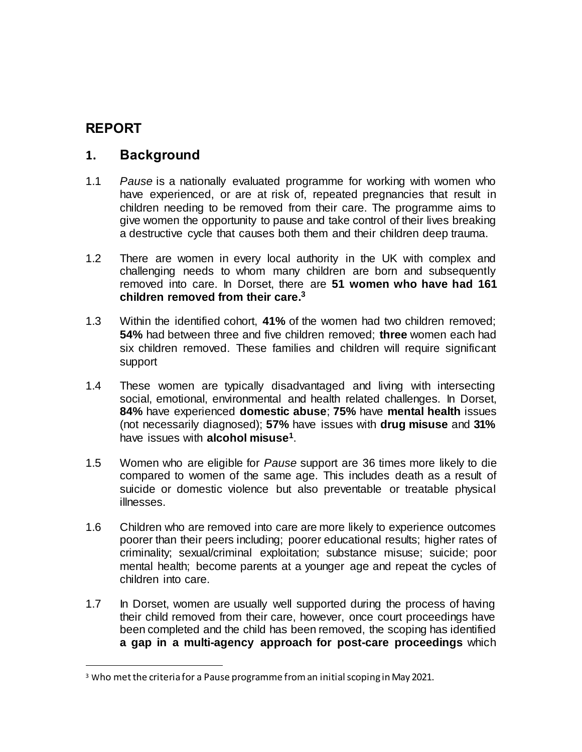# REPORT

## 1. Background

1.1 *Pause* is a nationally evaluated programme for working with women who have experienced, or are at risk of, repeated pregnancies that result in children needing to be removed from their care. The programme aims to give women the opportunity to pause and take control of their lives breaking a destructive cycle that causes both them and their children deep trauma.

1.2 There are women in every local authority in the UK with complex and challenging needs to whom many children are born and subsequently removed into care. In Dorset, there are **51 women who have had 161 children removed from their care.[3]**

1.3 Within the identified cohort, **41%** of the women had two children removed; **54%** had between three and five children removed; **three** women each had six children removed. These families and children will require significant support

1.4 These women are typically disadvantaged and living with intersecting social, emotional, environmental and health related challenges. In Dorset, **84%** have experienced **domestic abuse**; **75%** have **mental health** issues (not necessarily diagnosed); **57%** have issues with **drug misuse** and **31%** have issues with **alcohol misuse[1]**.

1.5 Women who are eligible for *Pause* support are 36 times more likely to die compared to women of the same age. This includes death as a result of suicide or domestic violence but also preventable or treatable physical illnesses.

1.6 Children who are removed into care are more likely to experience outcomes poorer than their peers including; poorer educational results; higher rates of criminality; sexual/criminal exploitation; substance misuse; suicide; poor mental health; become parents at a younger age and repeat the cycles of children into care.

1.7 In Dorset, women are usually well supported during the process of having their child removed from their care, however, once court proceedings have been completed and the child has been removed, the scoping has identified **a gap in a multi-agency approach for post-care proceedings** which

[3] Who met the criteria for a Pause programme from an initial scoping in May 2021.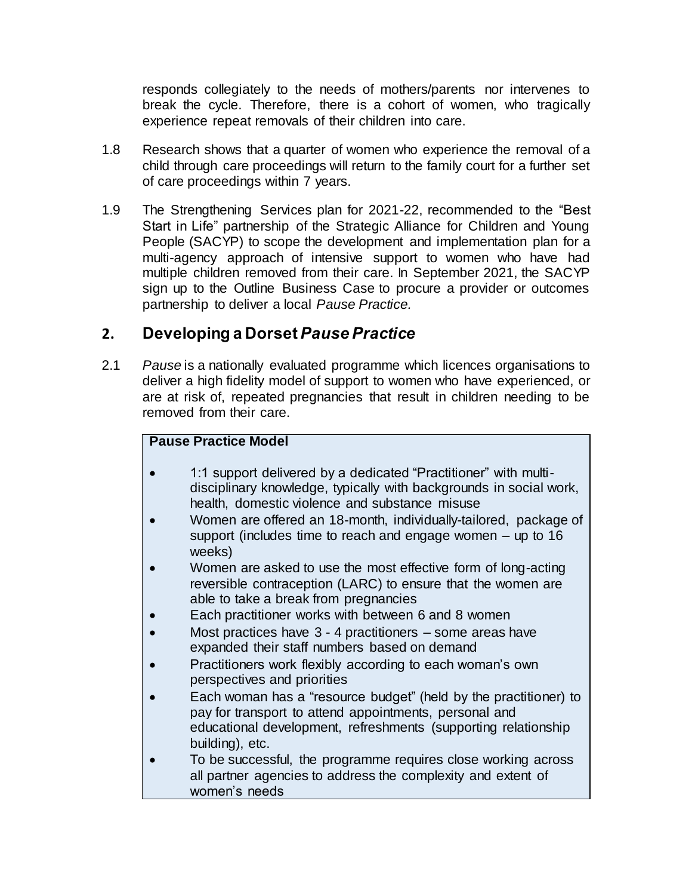responds collegiately to the needs of mothers/parents nor intervenes to break the cycle. Therefore, there is a cohort of women, who tragically experience repeat removals of their children into care.

1.8 Research shows that a quarter of women who experience the removal of a child through care proceedings will return to the family court for a further set of care proceedings within 7 years.

1.9 The Strengthening Services plan for 2021-22, recommended to the "Best Start in Life" partnership of the Strategic Alliance for Children and Young People (SACYP) to scope the development and implementation plan for a multi-agency approach of intensive support to women who have had multiple children removed from their care. In September 2021, the SACYP sign up to the Outline Business Case to procure a provider or outcomes partnership to deliver a local *Pause Practice.*

## 2. Developing a Dorset *Pause Practice*

2.1 *Pause* is a nationally evaluated programme which licences organisations to deliver a high fidelity model of support to women who have experienced, or are at risk of, repeated pregnancies that result in children needing to be removed from their care.

**Pause Practice Model**

- 1:1 support delivered by a dedicated "Practitioner" with multi-disciplinary knowledge, typically with backgrounds in social work, health, domestic violence and substance misuse
- Women are offered an 18-month, individually-tailored, package of support (includes time to reach and engage women – up to 16 weeks)
- Women are asked to use the most effective form of long-acting reversible contraception (LARC) to ensure that the women are able to take a break from pregnancies
- Each practitioner works with between 6 and 8 women
- Most practices have 3 - 4 practitioners – some areas have expanded their staff numbers based on demand
- Practitioners work flexibly according to each woman's own perspectives and priorities
- Each woman has a "resource budget" (held by the practitioner) to pay for transport to attend appointments, personal and educational development, refreshments (supporting relationship building), etc.
- To be successful, the programme requires close working across all partner agencies to address the complexity and extent of women's needs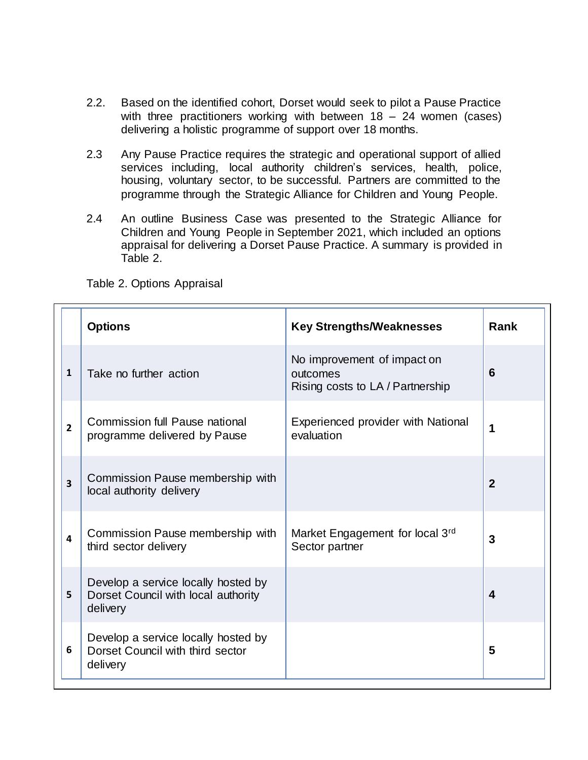2.2. Based on the identified cohort, Dorset would seek to pilot a Pause Practice with three practitioners working with between 18 – 24 women (cases) delivering a holistic programme of support over 18 months.

2.3 Any Pause Practice requires the strategic and operational support of allied services including, local authority children's services, health, police, housing, voluntary sector, to be successful. Partners are committed to the programme through the Strategic Alliance for Children and Young People.

2.4 An outline Business Case was presented to the Strategic Alliance for Children and Young People in September 2021, which included an options appraisal for delivering a Dorset Pause Practice. A summary is provided in Table 2.

Table 2. Options Appraisal

| | **Options** | **Key Strengths/Weaknesses** | **Rank** |
|---|---|---|---|
| **1** | Take no further action | No improvement of impact on outcomes<br>Rising costs to LA / Partnership | **6** |
| **2** | Commission full Pause national programme delivered by Pause | Experienced provider with National evaluation | **1** |
| **3** | Commission Pause membership with local authority delivery | | **2** |
| **4** | Commission Pause membership with third sector delivery | Market Engagement for local 3rd Sector partner | **3** |
| **5** | Develop a service locally hosted by Dorset Council with local authority delivery | | **4** |
| **6** | Develop a service locally hosted by Dorset Council with third sector delivery | | **5** |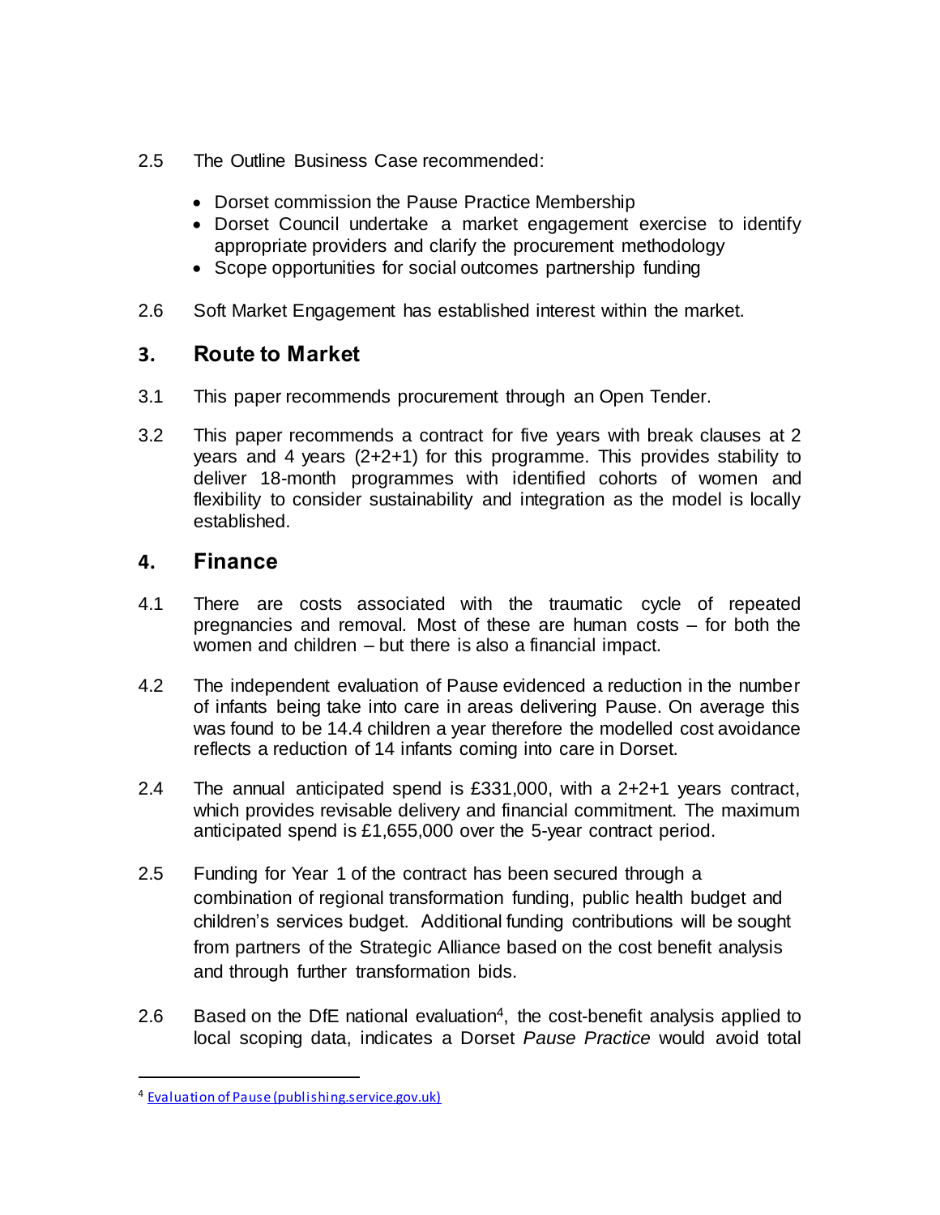2.5 The Outline Business Case recommended:

- Dorset commission the Pause Practice Membership
- Dorset Council undertake a market engagement exercise to identify appropriate providers and clarify the procurement methodology
- Scope opportunities for social outcomes partnership funding

2.6 Soft Market Engagement has established interest within the market.

## 3. Route to Market

3.1 This paper recommends procurement through an Open Tender.

3.2 This paper recommends a contract for five years with break clauses at 2 years and 4 years (2+2+1) for this programme. This provides stability to deliver 18-month programmes with identified cohorts of women and flexibility to consider sustainability and integration as the model is locally established.

## 4. Finance

4.1 There are costs associated with the traumatic cycle of repeated pregnancies and removal. Most of these are human costs – for both the women and children – but there is also a financial impact.

4.2 The independent evaluation of Pause evidenced a reduction in the number of infants being take into care in areas delivering Pause. On average this was found to be 14.4 children a year therefore the modelled cost avoidance reflects a reduction of 14 infants coming into care in Dorset.

2.4 The annual anticipated spend is £331,000, with a 2+2+1 years contract, which provides revisable delivery and financial commitment. The maximum anticipated spend is £1,655,000 over the 5-year contract period.

2.5 Funding for Year 1 of the contract has been secured through a combination of regional transformation funding, public health budget and children's services budget. Additional funding contributions will be sought from partners of the Strategic Alliance based on the cost benefit analysis and through further transformation bids.

2.6 Based on the DfE national evaluation[4], the cost-benefit analysis applied to local scoping data, indicates a Dorset *Pause Practice* would avoid total

[4] Evaluation of Pause (publishing.service.gov.uk)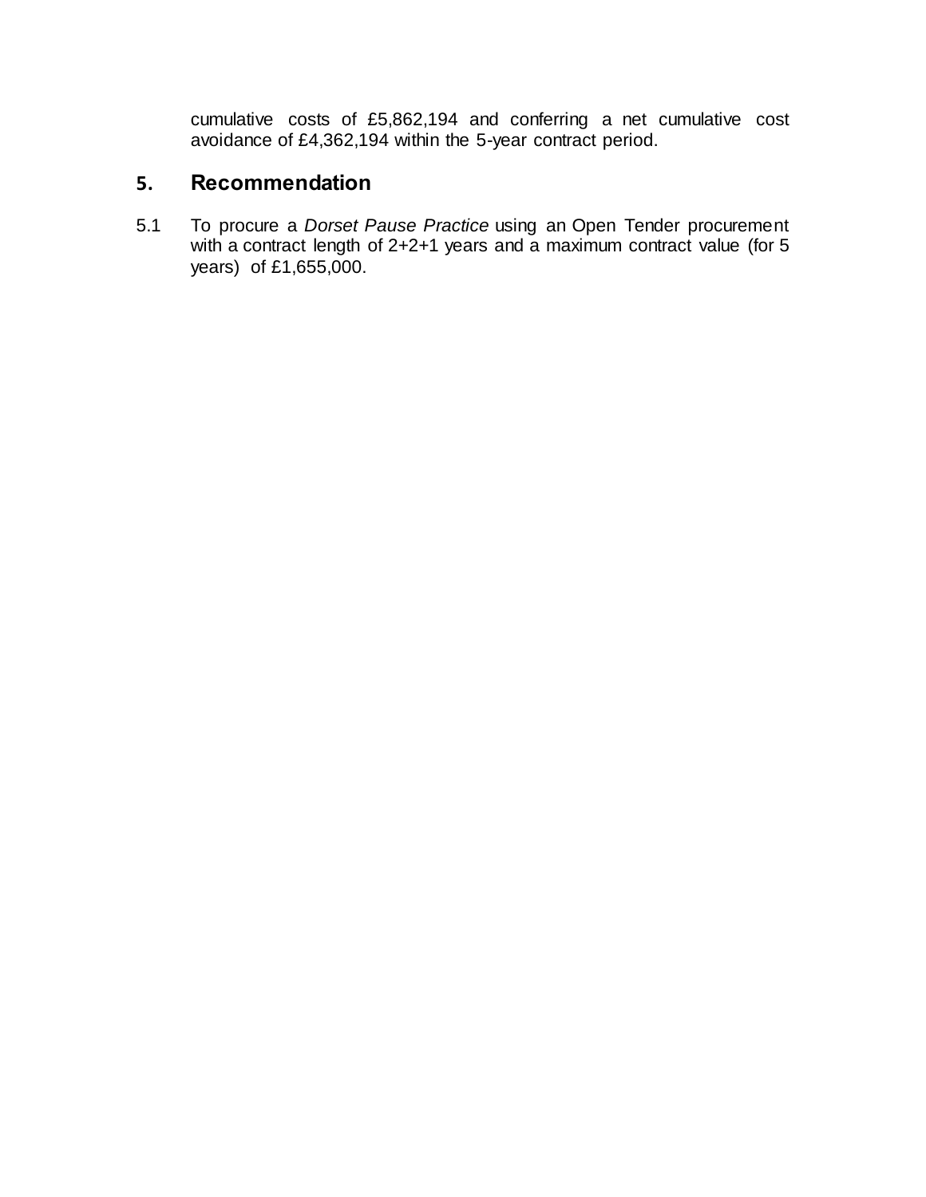cumulative costs of £5,862,194 and conferring a net cumulative cost avoidance of £4,362,194 within the 5-year contract period.

## 5. Recommendation

5.1 To procure a *Dorset Pause Practice* using an Open Tender procurement with a contract length of 2+2+1 years and a maximum contract value (for 5 years) of £1,655,000.